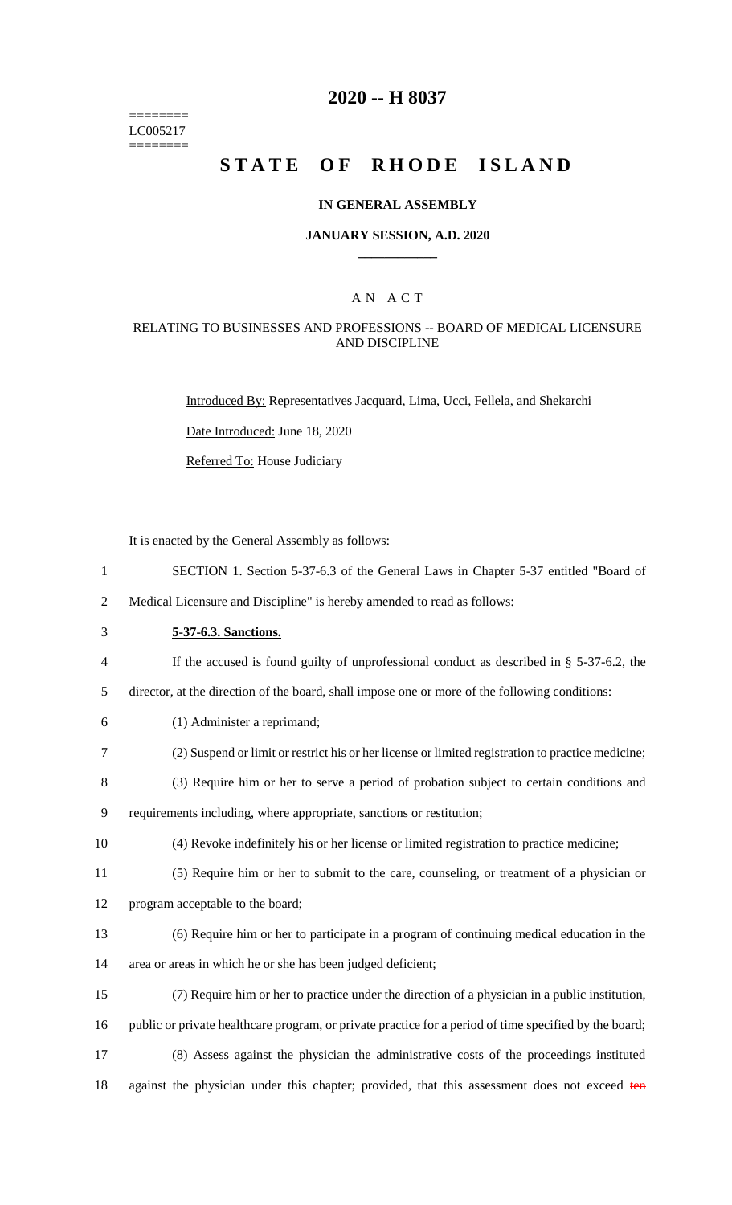========
LC005217
========

# 2020 -- H 8037

# STATE OF RHODE ISLAND

**IN GENERAL ASSEMBLY**

**JANUARY SESSION, A.D. 2020**

____________

A N A C T

RELATING TO BUSINESSES AND PROFESSIONS -- BOARD OF MEDICAL LICENSURE AND DISCIPLINE

Introduced By: Representatives Jacquard, Lima, Ucci, Fellela, and Shekarchi

Date Introduced: June 18, 2020

Referred To: House Judiciary

It is enacted by the General Assembly as follows:

1 SECTION 1. Section 5-37-6.3 of the General Laws in Chapter 5-37 entitled "Board of
2 Medical Licensure and Discipline" is hereby amended to read as follows:

3 **5-37-6.3. Sanctions.**

4 If the accused is found guilty of unprofessional conduct as described in § 5-37-6.2, the
5 director, at the direction of the board, shall impose one or more of the following conditions:

6 (1) Administer a reprimand;

7 (2) Suspend or limit or restrict his or her license or limited registration to practice medicine;

8 (3) Require him or her to serve a period of probation subject to certain conditions and
9 requirements including, where appropriate, sanctions or restitution;

10 (4) Revoke indefinitely his or her license or limited registration to practice medicine;

11 (5) Require him or her to submit to the care, counseling, or treatment of a physician or
12 program acceptable to the board;

13 (6) Require him or her to participate in a program of continuing medical education in the
14 area or areas in which he or she has been judged deficient;

15 (7) Require him or her to practice under the direction of a physician in a public institution,
16 public or private healthcare program, or private practice for a period of time specified by the board;

17 (8) Assess against the physician the administrative costs of the proceedings instituted
18 against the physician under this chapter; provided, that this assessment does not exceed ~~ten~~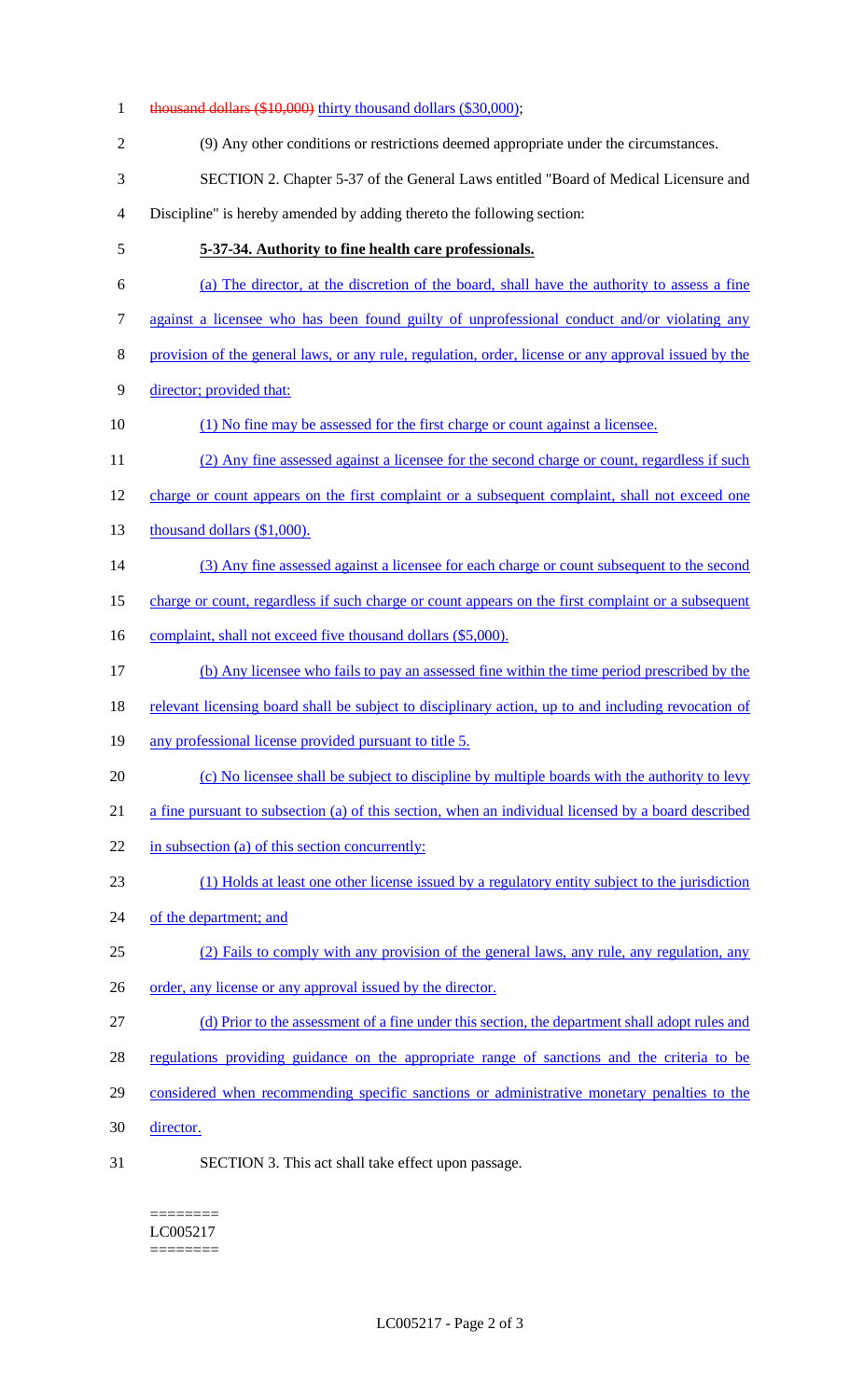~~thousand dollars ($10,000)~~ thirty thousand dollars ($30,000);

(9) Any other conditions or restrictions deemed appropriate under the circumstances.

SECTION 2. Chapter 5-37 of the General Laws entitled "Board of Medical Licensure and Discipline" is hereby amended by adding thereto the following section:

**5-37-34. Authority to fine health care professionals.**

(a) The director, at the discretion of the board, shall have the authority to assess a fine against a licensee who has been found guilty of unprofessional conduct and/or violating any provision of the general laws, or any rule, regulation, order, license or any approval issued by the director; provided that:

(1) No fine may be assessed for the first charge or count against a licensee.

(2) Any fine assessed against a licensee for the second charge or count, regardless if such charge or count appears on the first complaint or a subsequent complaint, shall not exceed one thousand dollars ($1,000).

(3) Any fine assessed against a licensee for each charge or count subsequent to the second charge or count, regardless if such charge or count appears on the first complaint or a subsequent complaint, shall not exceed five thousand dollars ($5,000).

(b) Any licensee who fails to pay an assessed fine within the time period prescribed by the relevant licensing board shall be subject to disciplinary action, up to and including revocation of any professional license provided pursuant to title 5.

(c) No licensee shall be subject to discipline by multiple boards with the authority to levy a fine pursuant to subsection (a) of this section, when an individual licensed by a board described in subsection (a) of this section concurrently:

(1) Holds at least one other license issued by a regulatory entity subject to the jurisdiction of the department; and

(2) Fails to comply with any provision of the general laws, any rule, any regulation, any order, any license or any approval issued by the director.

(d) Prior to the assessment of a fine under this section, the department shall adopt rules and regulations providing guidance on the appropriate range of sanctions and the criteria to be considered when recommending specific sanctions or administrative monetary penalties to the director.

SECTION 3. This act shall take effect upon passage.

========
LC005217
========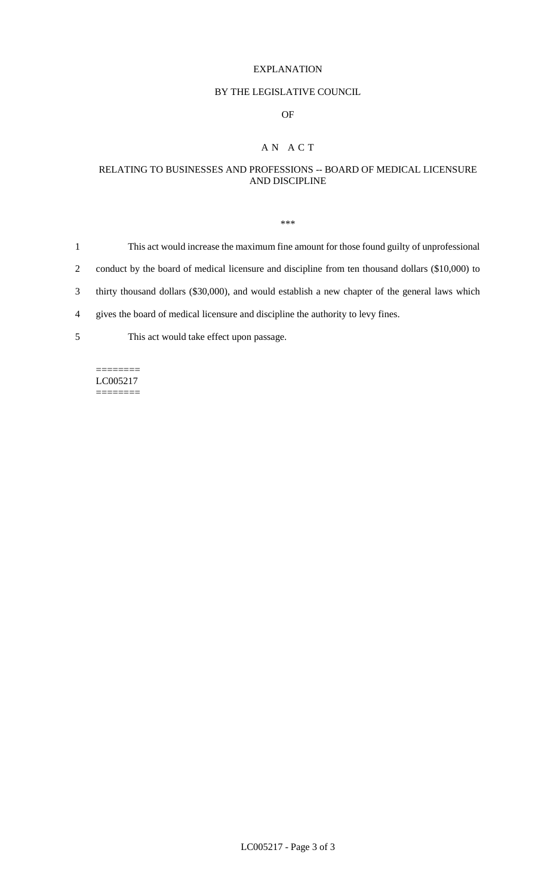EXPLANATION

BY THE LEGISLATIVE COUNCIL

OF

# A N A C T

RELATING TO BUSINESSES AND PROFESSIONS -- BOARD OF MEDICAL LICENSURE AND DISCIPLINE

\*\*\*

1 This act would increase the maximum fine amount for those found guilty of unprofessional
2 conduct by the board of medical licensure and discipline from ten thousand dollars ($10,000) to
3 thirty thousand dollars ($30,000), and would establish a new chapter of the general laws which
4 gives the board of medical licensure and discipline the authority to levy fines.
5 This act would take effect upon passage.

========
LC005217
========